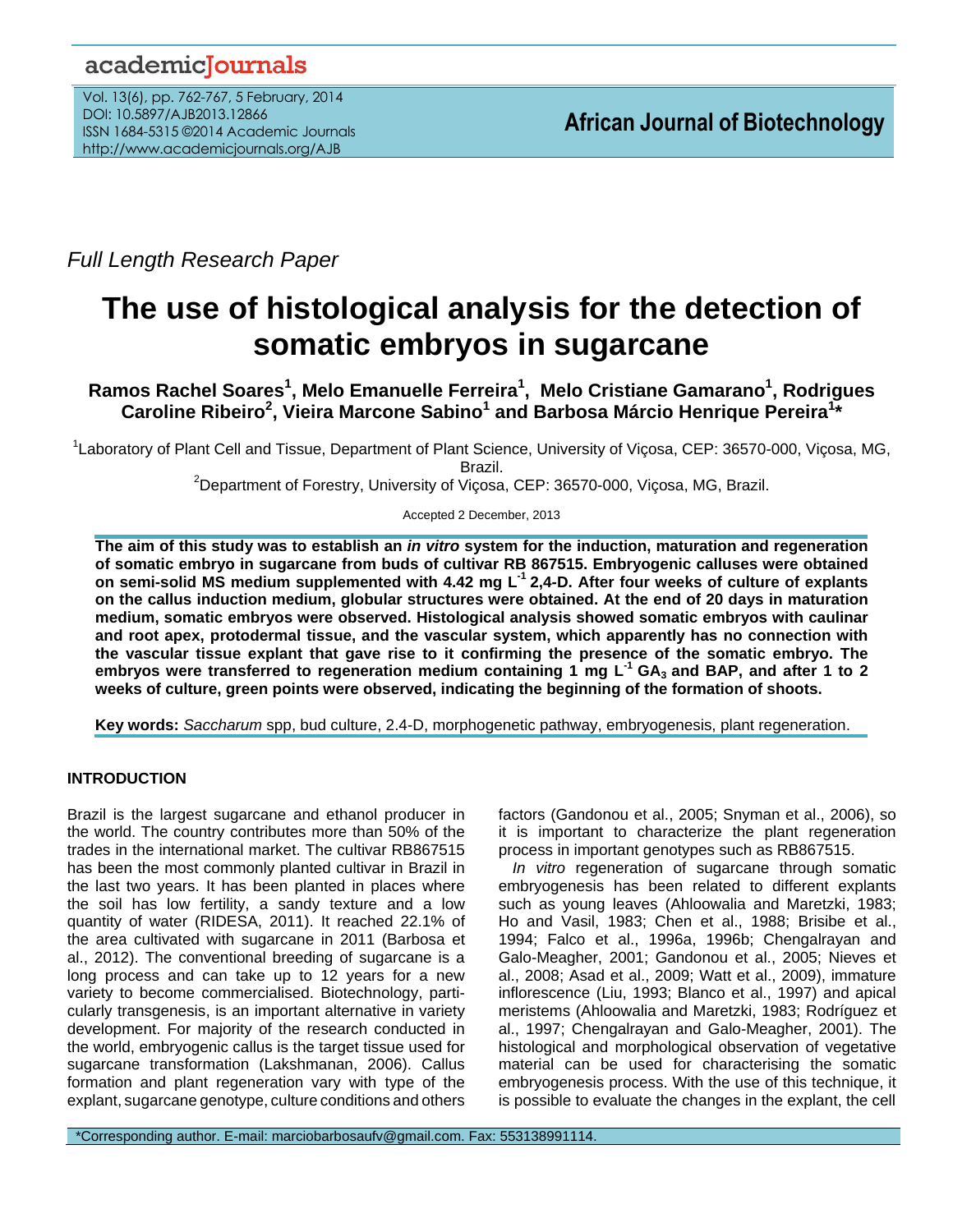academicJournals

*Full Length Research Paper*

# The use of histological analysis for the detection of somatic embryos in sugarcane

**Ramos Rachel Soares[1], Melo Emanuelle Ferreira[1], Melo Cristiane Gamarano[1], Rodrigues Caroline Ribeiro[2], Vieira Marcone Sabino[1] and Barbosa Márcio Henrique Pereira[1]***

[1]Laboratory of Plant Cell and Tissue, Department of Plant Science, University of Viçosa, CEP: 36570-000, Viçosa, MG, Brazil.

[2]Department of Forestry, University of Viçosa, CEP: 36570-000, Viçosa, MG, Brazil.

Accepted 2 December, 2013

**The aim of this study was to establish an *in vitro* system for the induction, maturation and regeneration of somatic embryo in sugarcane from buds of cultivar RB 867515. Embryogenic calluses were obtained on semi-solid MS medium supplemented with 4.42 mg $L^{-1}$ 2,4-D. After four weeks of culture of explants on the callus induction medium, globular structures were obtained. At the end of 20 days in maturation medium, somatic embryos were observed. Histological analysis showed somatic embryos with caulinar and root apex, protodermal tissue, and the vascular system, which apparently has no connection with the vascular tissue explant that gave rise to it confirming the presence of the somatic embryo. The embryos were transferred to regeneration medium containing 1 mg $L^{-1}$ $GA_3$ and BAP, and after 1 to 2 weeks of culture, green points were observed, indicating the beginning of the formation of shoots.**

**Key words:** *Saccharum* spp, bud culture, 2.4-D, morphogenetic pathway, embryogenesis, plant regeneration.

## INTRODUCTION

Brazil is the largest sugarcane and ethanol producer in the world. The country contributes more than 50% of the trades in the international market. The cultivar RB867515 has been the most commonly planted cultivar in Brazil in the last two years. It has been planted in places where the soil has low fertility, a sandy texture and a low quantity of water (RIDESA, 2011). It reached 22.1% of the area cultivated with sugarcane in 2011 (Barbosa et al., 2012). The conventional breeding of sugarcane is a long process and can take up to 12 years for a new variety to become commercialised. Biotechnology, particularly transgenesis, is an important alternative in variety development. For majority of the research conducted in the world, embryogenic callus is the target tissue used for sugarcane transformation (Lakshmanan, 2006). Callus formation and plant regeneration vary with type of the explant, sugarcane genotype, culture conditions and others factors (Gandonou et al., 2005; Snyman et al., 2006), so it is important to characterize the plant regeneration process in important genotypes such as RB867515.

*In vitro* regeneration of sugarcane through somatic embryogenesis has been related to different explants such as young leaves (Ahloowalia and Maretzki, 1983; Ho and Vasil, 1983; Chen et al., 1988; Brisibe et al., 1994; Falco et al., 1996a, 1996b; Chengalrayan and Galo-Meagher, 2001; Gandonou et al., 2005; Nieves et al., 2008; Asad et al., 2009; Watt et al., 2009), immature inflorescence (Liu, 1993; Blanco et al., 1997) and apical meristems (Ahloowalia and Maretzki, 1983; Rodríguez et al., 1997; Chengalrayan and Galo-Meagher, 2001). The histological and morphological observation of vegetative material can be used for characterising the somatic embryogenesis process. With the use of this technique, it is possible to evaluate the changes in the explant, the cell

*Corresponding author. E-mail: marciobarbosaufv@gmail.com. Fax: 553138991114.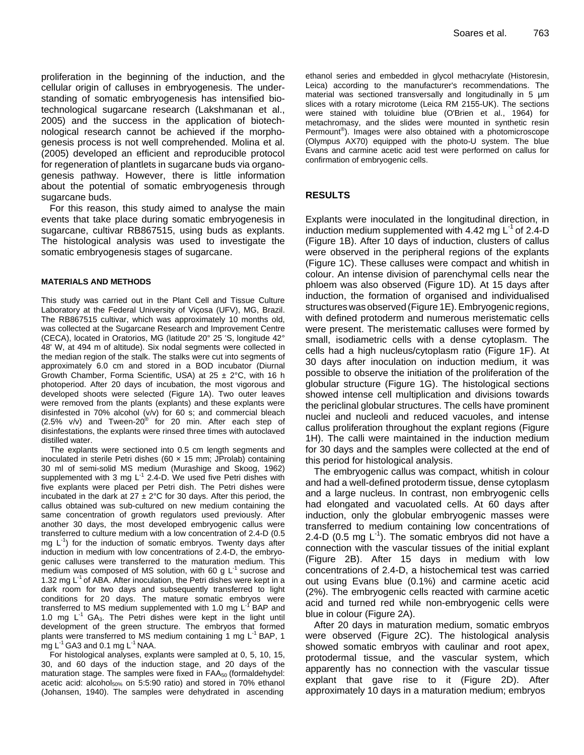proliferation in the beginning of the induction, and the cellular origin of calluses in embryogenesis. The understanding of somatic embryogenesis has intensified biotechnological sugarcane research (Lakshmanan et al., 2005) and the success in the application of biotechnological research cannot be achieved if the morphogenesis process is not well comprehended. Molina et al. (2005) developed an efficient and reproducible protocol for regeneration of plantlets in sugarcane buds via organogenesis pathway. However, there is little information about the potential of somatic embryogenesis through sugarcane buds.

For this reason, this study aimed to analyse the main events that take place during somatic embryogenesis in sugarcane, cultivar RB867515, using buds as explants. The histological analysis was used to investigate the somatic embryogenesis stages of sugarcane.

## MATERIALS AND METHODS

This study was carried out in the Plant Cell and Tissue Culture Laboratory at the Federal University of Viçosa (UFV), MG, Brazil. The RB867515 cultivar, which was approximately 10 months old, was collected at the Sugarcane Research and Improvement Centre (CECA), located in Oratorios, MG (latitude 20° 25 'S, longitude 42° 48' W, at 494 m of altitude). Six nodal segments were collected in the median region of the stalk. The stalks were cut into segments of approximately 6.0 cm and stored in a BOD incubator (Diurnal Growth Chamber, Forma Scientific, USA) at 25 ± 2°C, with 16 h photoperiod. After 20 days of incubation, the most vigorous and developed shoots were selected (Figure 1A). Two outer leaves were removed from the plants (explants) and these explants were disinfested in 70% alcohol (v/v) for 60 s; and commercial bleach (2.5% v/v) and Tween-20® for 20 min. After each step of disinfestations, the explants were rinsed three times with autoclaved distilled water.

The explants were sectioned into 0.5 cm length segments and inoculated in sterile Petri dishes (60 × 15 mm; JProlab) containing 30 ml of semi-solid MS medium (Murashige and Skoog, 1962) supplemented with 3 mg $L^{-1}$ 2.4-D. We used five Petri dishes with five explants were placed per Petri dish. The Petri dishes were incubated in the dark at 27 ± 2°C for 30 days. After this period, the callus obtained was sub-cultured on new medium containing the same concentration of growth regulators used previously. After another 30 days, the most developed embryogenic callus were transferred to culture medium with a low concentration of 2.4-D (0.5 mg $L^{-1}$) for the induction of somatic embryos. Twenty days after induction in medium with low concentrations of 2.4-D, the embryogenic calluses were transferred to the maturation medium. This medium was composed of MS solution, with 60 g $L^{-1}$ sucrose and 1.32 mg $L^{-1}$ of ABA. After inoculation, the Petri dishes were kept in a dark room for two days and subsequently transferred to light conditions for 20 days. The mature somatic embryos were transferred to MS medium supplemented with 1.0 mg $L^{-1}$ BAP and 1.0 mg $L^{-1}$ $GA_3$. The Petri dishes were kept in the light until development of the green structure. The embryos that formed plants were transferred to MS medium containing 1 mg $L^{-1}$ BAP, 1 mg $L^{-1}$ GA3 and 0.1 mg $L^{-1}$ NAA.

For histological analyses, explants were sampled at 0, 5, 10, 15, 30, and 60 days of the induction stage, and 20 days of the maturation stage. The samples were fixed in $FAA_{50}$ (formaldehydel: acetic acid: $alcohol_{50\%}$ on 5:5:90 ratio) and stored in 70% ethanol (Johansen, 1940). The samples were dehydrated in ascending ethanol series and embedded in glycol methacrylate (Historesin, Leica) according to the manufacturer's recommendations. The material was sectioned transversally and longitudinally in 5 µm slices with a rotary microtome (Leica RM 2155-UK). The sections were stained with toluidine blue (O'Brien et al., 1964) for metachromasy, and the slides were mounted in synthetic resin Permount®). Images were also obtained with a photomicroscope (Olympus AX70) equipped with the photo-U system. The blue Evans and carmine acetic acid test were performed on callus for confirmation of embryogenic cells.

## RESULTS

Explants were inoculated in the longitudinal direction, in induction medium supplemented with 4.42 mg $L^{-1}$ of 2.4-D (Figure 1B). After 10 days of induction, clusters of callus were observed in the peripheral regions of the explants (Figure 1C). These calluses were compact and whitish in colour. An intense division of parenchymal cells near the phloem was also observed (Figure 1D). At 15 days after induction, the formation of organised and individualised structures was observed (Figure 1E). Embryogenic regions, with defined protoderm and numerous meristematic cells were present. The meristematic calluses were formed by small, isodiametric cells with a dense cytoplasm. The cells had a high nucleus/cytoplasm ratio (Figure 1F). At 30 days after inoculation on induction medium, it was possible to observe the initiation of the proliferation of the globular structure (Figure 1G). The histological sections showed intense cell multiplication and divisions towards the periclinal globular structures. The cells have prominent nuclei and nucleoli and reduced vacuoles, and intense callus proliferation throughout the explant regions (Figure 1H). The calli were maintained in the induction medium for 30 days and the samples were collected at the end of this period for histological analysis.

The embryogenic callus was compact, whitish in colour and had a well-defined protoderm tissue, dense cytoplasm and a large nucleus. In contrast, non embryogenic cells had elongated and vacuolated cells. At 60 days after induction, only the globular embryogenic masses were transferred to medium containing low concentrations of 2.4-D (0.5 mg $L^{-1}$). The somatic embryos did not have a connection with the vascular tissues of the initial explant (Figure 2B). After 15 days in medium with low concentrations of 2.4-D, a histochemical test was carried out using Evans blue (0.1%) and carmine acetic acid (2%). The embryogenic cells reacted with carmine acetic acid and turned red while non-embryogenic cells were blue in colour (Figure 2A).

After 20 days in maturation medium, somatic embryos were observed (Figure 2C). The histological analysis showed somatic embryos with caulinar and root apex, protodermal tissue, and the vascular system, which apparently has no connection with the vascular tissue explant that gave rise to it (Figure 2D). After approximately 10 days in a maturation medium; embryos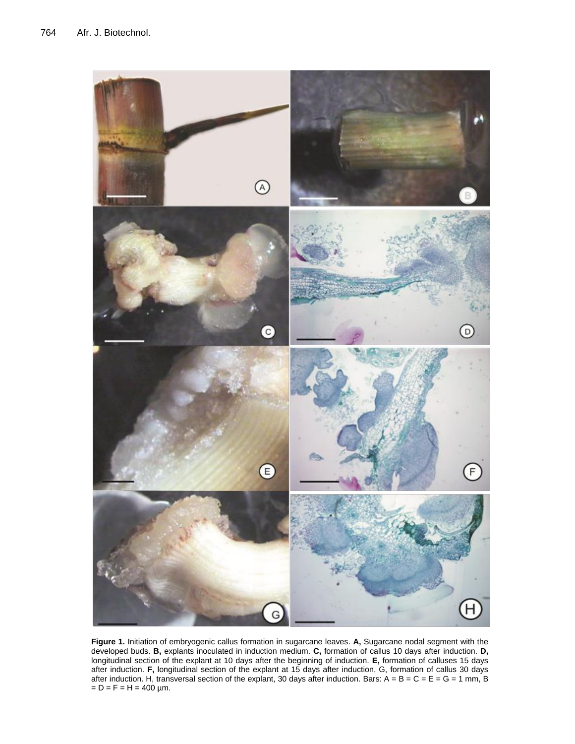**Figure 1.** Initiation of embryogenic callus formation in sugarcane leaves. **A,** Sugarcane nodal segment with the developed buds. **B,** explants inoculated in induction medium. **C,** formation of callus 10 days after induction. **D,** longitudinal section of the explant at 10 days after the beginning of induction. **E,** formation of calluses 15 days after induction. **F,** longitudinal section of the explant at 15 days after induction, G, formation of callus 30 days after induction. H, transversal section of the explant, 30 days after induction. Bars: A = B = C = E = G = 1 mm, B = D = F = H = 400 µm.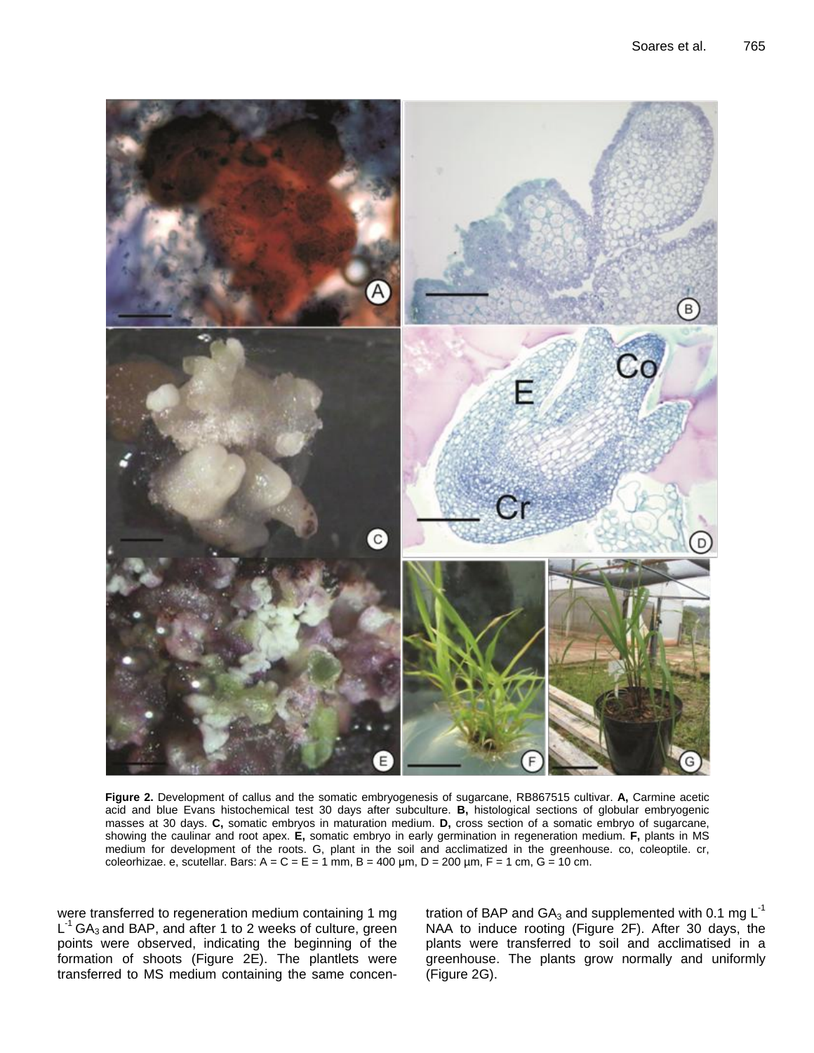**Figure 2.** Development of callus and the somatic embryogenesis of sugarcane, RB867515 cultivar. **A,** Carmine acetic acid and blue Evans histochemical test 30 days after subculture. **B,** histological sections of globular embryogenic masses at 30 days. **C,** somatic embryos in maturation medium. **D,** cross section of a somatic embryo of sugarcane, showing the caulinar and root apex. **E,** somatic embryo in early germination in regeneration medium. **F,** plants in MS medium for development of the roots. G, plant in the soil and acclimatized in the greenhouse. co, coleoptile. cr, coleorhizae. e, scutellar. Bars: A = C = E = 1 mm, B = 400 µm, D = 200 µm, F = 1 cm, G = 10 cm.

were transferred to regeneration medium containing 1 mg $L^{-1}$ $GA_3$ and BAP, and after 1 to 2 weeks of culture, green points were observed, indicating the beginning of the formation of shoots (Figure 2E). The plantlets were transferred to MS medium containing the same concentration of BAP and $GA_3$ and supplemented with 0.1 mg $L^{-1}$ NAA to induce rooting (Figure 2F). After 30 days, the plants were transferred to soil and acclimatised in a greenhouse. The plants grow normally and uniformly (Figure 2G).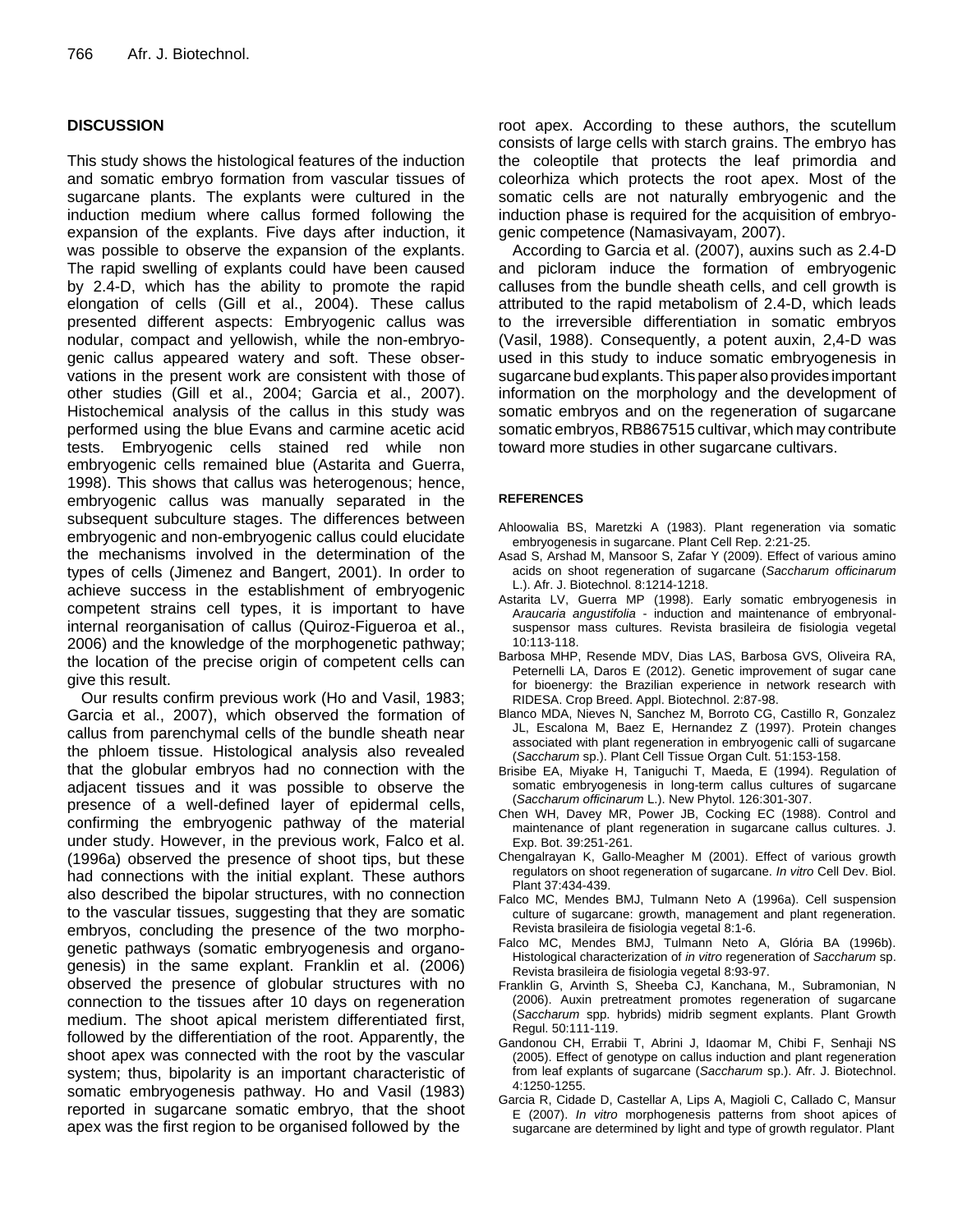## DISCUSSION

This study shows the histological features of the induction and somatic embryo formation from vascular tissues of sugarcane plants. The explants were cultured in the induction medium where callus formed following the expansion of the explants. Five days after induction, it was possible to observe the expansion of the explants. The rapid swelling of explants could have been caused by 2.4-D, which has the ability to promote the rapid elongation of cells (Gill et al., 2004). These callus presented different aspects: Embryogenic callus was nodular, compact and yellowish, while the non-embryogenic callus appeared watery and soft. These observations in the present work are consistent with those of other studies (Gill et al., 2004; Garcia et al., 2007). Histochemical analysis of the callus in this study was performed using the blue Evans and carmine acetic acid tests. Embryogenic cells stained red while non embryogenic cells remained blue (Astarita and Guerra, 1998). This shows that callus was heterogenous; hence, embryogenic callus was manually separated in the subsequent subculture stages. The differences between embryogenic and non-embryogenic callus could elucidate the mechanisms involved in the determination of the types of cells (Jimenez and Bangert, 2001). In order to achieve success in the establishment of embryogenic competent strains cell types, it is important to have internal reorganisation of callus (Quiroz-Figueroa et al., 2006) and the knowledge of the morphogenetic pathway; the location of the precise origin of competent cells can give this result.

Our results confirm previous work (Ho and Vasil, 1983; Garcia et al., 2007), which observed the formation of callus from parenchymal cells of the bundle sheath near the phloem tissue. Histological analysis also revealed that the globular embryos had no connection with the adjacent tissues and it was possible to observe the presence of a well-defined layer of epidermal cells, confirming the embryogenic pathway of the material under study. However, in the previous work, Falco et al. (1996a) observed the presence of shoot tips, but these had connections with the initial explant. These authors also described the bipolar structures, with no connection to the vascular tissues, suggesting that they are somatic embryos, concluding the presence of the two morphogenetic pathways (somatic embryogenesis and organogenesis) in the same explant. Franklin et al. (2006) observed the presence of globular structures with no connection to the tissues after 10 days on regeneration medium. The shoot apical meristem differentiated first, followed by the differentiation of the root. Apparently, the shoot apex was connected with the root by the vascular system; thus, bipolarity is an important characteristic of somatic embryogenesis pathway. Ho and Vasil (1983) reported in sugarcane somatic embryo, that the shoot apex was the first region to be organised followed by the root apex. According to these authors, the scutellum consists of large cells with starch grains. The embryo has the coleoptile that protects the leaf primordia and coleorhiza which protects the root apex. Most of the somatic cells are not naturally embryogenic and the induction phase is required for the acquisition of embryogenic competence (Namasivayam, 2007).

According to Garcia et al. (2007), auxins such as 2.4-D and picloram induce the formation of embryogenic calluses from the bundle sheath cells, and cell growth is attributed to the rapid metabolism of 2.4-D, which leads to the irreversible differentiation in somatic embryos (Vasil, 1988). Consequently, a potent auxin, 2,4-D was used in this study to induce somatic embryogenesis in sugarcane bud explants. This paper also provides important information on the morphology and the development of somatic embryos and on the regeneration of sugarcane somatic embryos, RB867515 cultivar, which may contribute toward more studies in other sugarcane cultivars.

## REFERENCES

Ahloowalia BS, Maretzki A (1983). Plant regeneration via somatic embryogenesis in sugarcane. Plant Cell Rep. 2:21-25.

Asad S, Arshad M, Mansoor S, Zafar Y (2009). Effect of various amino acids on shoot regeneration of sugarcane (*Saccharum officinarum* L.). Afr. J. Biotechnol. 8:1214-1218.

Astarita LV, Guerra MP (1998). Early somatic embryogenesis in *Araucaria angustifolia* - induction and maintenance of embryonal-suspensor mass cultures. Revista brasileira de fisiologia vegetal 10:113-118.

Barbosa MHP, Resende MDV, Dias LAS, Barbosa GVS, Oliveira RA, Peternelli LA, Daros E (2012). Genetic improvement of sugar cane for bioenergy: the Brazilian experience in network research with RIDESA. Crop Breed. Appl. Biotechnol. 2:87-98.

Blanco MDA, Nieves N, Sanchez M, Borroto CG, Castillo R, Gonzalez JL, Escalona M, Baez E, Hernandez Z (1997). Protein changes associated with plant regeneration in embryogenic calli of sugarcane (*Saccharum* sp.). Plant Cell Tissue Organ Cult. 51:153-158.

Brisibe EA, Miyake H, Taniguchi T, Maeda, E (1994). Regulation of somatic embryogenesis in long-term callus cultures of sugarcane (*Saccharum officinarum* L.). New Phytol. 126:301-307.

Chen WH, Davey MR, Power JB, Cocking EC (1988). Control and maintenance of plant regeneration in sugarcane callus cultures. J. Exp. Bot. 39:251-261.

Chengalrayan K, Gallo-Meagher M (2001). Effect of various growth regulators on shoot regeneration of sugarcane. *In vitro* Cell Dev. Biol. Plant 37:434-439.

Falco MC, Mendes BMJ, Tulmann Neto A (1996a). Cell suspension culture of sugarcane: growth, management and plant regeneration. Revista brasileira de fisiologia vegetal 8:1-6.

Falco MC, Mendes BMJ, Tulmann Neto A, Glória BA (1996b). Histological characterization of *in vitro* regeneration of *Saccharum* sp. Revista brasileira de fisiologia vegetal 8:93-97.

Franklin G, Arvinth S, Sheeba CJ, Kanchana, M., Subramonian, N (2006). Auxin pretreatment promotes regeneration of sugarcane (*Saccharum* spp. hybrids) midrib segment explants. Plant Growth Regul. 50:111-119.

Gandonou CH, Errabii T, Abrini J, Idaomar M, Chibi F, Senhaji NS (2005). Effect of genotype on callus induction and plant regeneration from leaf explants of sugarcane (*Saccharum* sp.). Afr. J. Biotechnol. 4:1250-1255.

Garcia R, Cidade D, Castellar A, Lips A, Magioli C, Callado C, Mansur E (2007). *In vitro* morphogenesis patterns from shoot apices of sugarcane are determined by light and type of growth regulator. Plant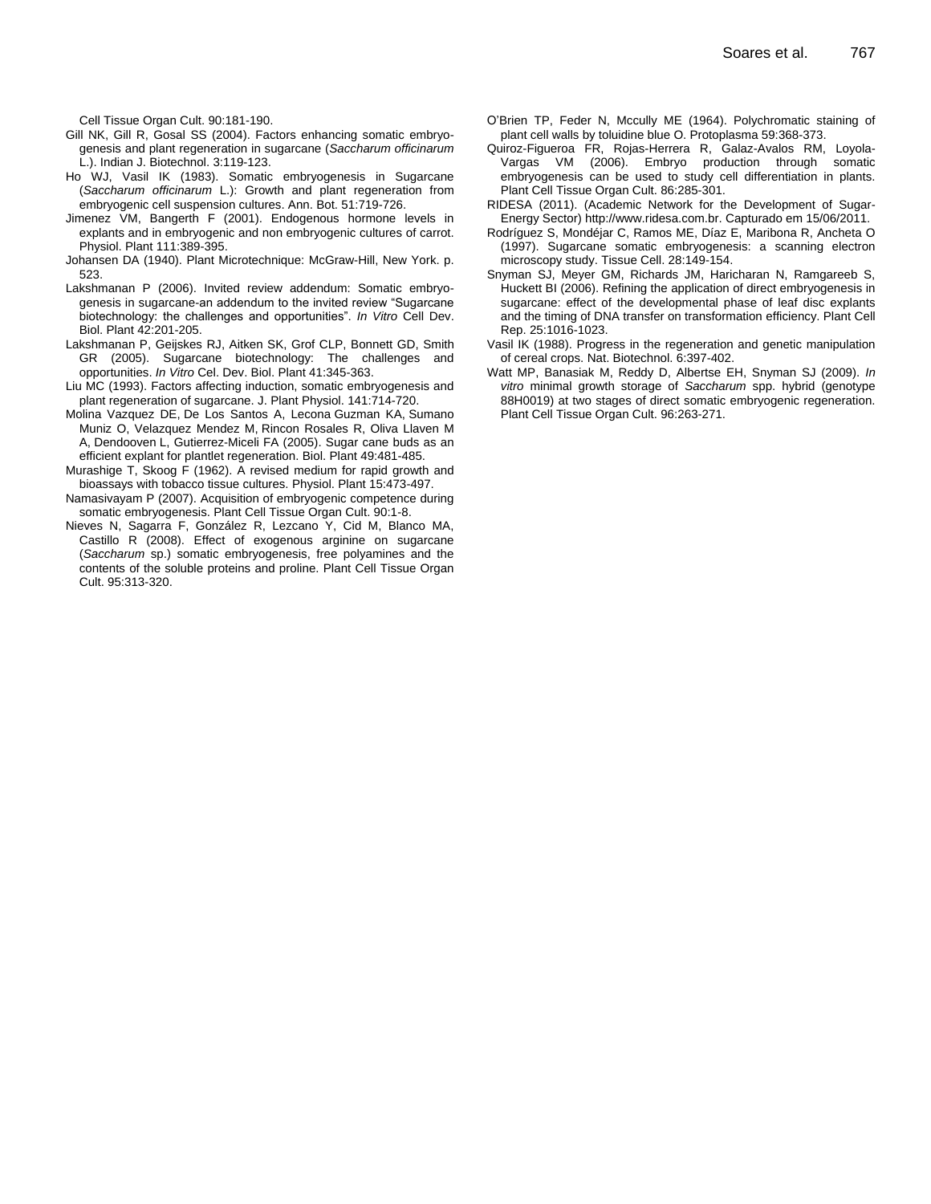Cell Tissue Organ Cult. 90:181-190.

Gill NK, Gill R, Gosal SS (2004). Factors enhancing somatic embryogenesis and plant regeneration in sugarcane (*Saccharum officinarum* L.). Indian J. Biotechnol. 3:119-123.

Ho WJ, Vasil IK (1983). Somatic embryogenesis in Sugarcane (*Saccharum officinarum* L.): Growth and plant regeneration from embryogenic cell suspension cultures. Ann. Bot. 51:719-726.

Jimenez VM, Bangerth F (2001). Endogenous hormone levels in explants and in embryogenic and non embryogenic cultures of carrot. Physiol. Plant 111:389-395.

Johansen DA (1940). Plant Microtechnique: McGraw-Hill, New York. p. 523.

Lakshmanan P (2006). Invited review addendum: Somatic embryogenesis in sugarcane-an addendum to the invited review "Sugarcane biotechnology: the challenges and opportunities". *In Vitro* Cell Dev. Biol. Plant 42:201-205.

Lakshmanan P, Geijskes RJ, Aitken SK, Grof CLP, Bonnett GD, Smith GR (2005). Sugarcane biotechnology: The challenges and opportunities. *In Vitro* Cel. Dev. Biol. Plant 41:345-363.

Liu MC (1993). Factors affecting induction, somatic embryogenesis and plant regeneration of sugarcane. J. Plant Physiol. 141:714-720.

Molina Vazquez DE, De Los Santos A, Lecona Guzman KA, Sumano Muniz O, Velazquez Mendez M, Rincon Rosales R, Oliva Llaven M A, Dendooven L, Gutierrez-Miceli FA (2005). Sugar cane buds as an efficient explant for plantlet regeneration. Biol. Plant 49:481-485.

Murashige T, Skoog F (1962). A revised medium for rapid growth and bioassays with tobacco tissue cultures. Physiol. Plant 15:473-497.

Namasivayam P (2007). Acquisition of embryogenic competence during somatic embryogenesis. Plant Cell Tissue Organ Cult. 90:1-8.

Nieves N, Sagarra F, González R, Lezcano Y, Cid M, Blanco MA, Castillo R (2008). Effect of exogenous arginine on sugarcane (*Saccharum* sp.) somatic embryogenesis, free polyamines and the contents of the soluble proteins and proline. Plant Cell Tissue Organ Cult. 95:313-320.

O'Brien TP, Feder N, Mccully ME (1964). Polychromatic staining of plant cell walls by toluidine blue O. Protoplasma 59:368-373.

Quiroz-Figueroa FR, Rojas-Herrera R, Galaz-Avalos RM, Loyola-Vargas VM (2006). Embryo production through somatic embryogenesis can be used to study cell differentiation in plants. Plant Cell Tissue Organ Cult. 86:285-301.

RIDESA (2011). (Academic Network for the Development of Sugar-Energy Sector) http://www.ridesa.com.br. Capturado em 15/06/2011.

Rodríguez S, Mondéjar C, Ramos ME, Díaz E, Maribona R, Ancheta O (1997). Sugarcane somatic embryogenesis: a scanning electron microscopy study. Tissue Cell. 28:149-154.

Snyman SJ, Meyer GM, Richards JM, Haricharan N, Ramgareeb S, Huckett BI (2006). Refining the application of direct embryogenesis in sugarcane: effect of the developmental phase of leaf disc explants and the timing of DNA transfer on transformation efficiency. Plant Cell Rep. 25:1016-1023.

Vasil IK (1988). Progress in the regeneration and genetic manipulation of cereal crops. Nat. Biotechnol. 6:397-402.

Watt MP, Banasiak M, Reddy D, Albertse EH, Snyman SJ (2009). *In vitro* minimal growth storage of *Saccharum* spp. hybrid (genotype 88H0019) at two stages of direct somatic embryogenic regeneration. Plant Cell Tissue Organ Cult. 96:263-271.